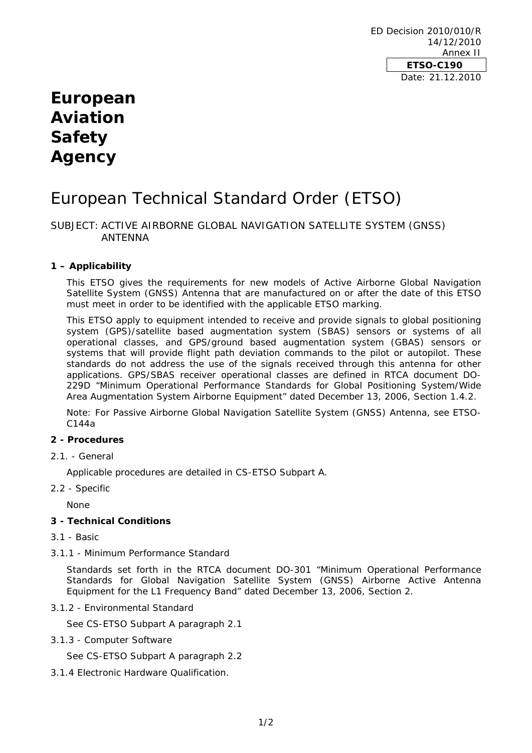ED Decision 2010/010/R
14/12/2010
Annex II

**ETSO-C190**

Date: 21.12.2010

# European Aviation Safety Agency

# European Technical Standard Order (ETSO)

SUBJECT: ACTIVE AIRBORNE GLOBAL NAVIGATION SATELLITE SYSTEM (GNSS) ANTENNA

## 1 – Applicability

This ETSO gives the requirements for new models of Active Airborne Global Navigation Satellite System (GNSS) Antenna that are manufactured on or after the date of this ETSO must meet in order to be identified with the applicable ETSO marking.

This ETSO apply to equipment intended to receive and provide signals to global positioning system (GPS)/satellite based augmentation system (SBAS) sensors or systems of all operational classes, and GPS/ground based augmentation system (GBAS) sensors or systems that will provide flight path deviation commands to the pilot or autopilot. These standards do not address the use of the signals received through this antenna for other applications. GPS/SBAS receiver operational classes are defined in RTCA document DO-229D "Minimum Operational Performance Standards for Global Positioning System/Wide Area Augmentation System Airborne Equipment" dated December 13, 2006, Section 1.4.2.

Note: For Passive Airborne Global Navigation Satellite System (GNSS) Antenna, see ETSO-C144a

## 2 - Procedures

2.1. - General

Applicable procedures are detailed in CS-ETSO Subpart A.

2.2 - Specific

None

## 3 - Technical Conditions

3.1 - Basic

3.1.1 - Minimum Performance Standard

Standards set forth in the RTCA document DO-301 "Minimum Operational Performance Standards for Global Navigation Satellite System (GNSS) Airborne Active Antenna Equipment for the L1 Frequency Band" dated December 13, 2006, Section 2.

3.1.2 - Environmental Standard

See CS-ETSO Subpart A paragraph 2.1

3.1.3 - Computer Software

See CS-ETSO Subpart A paragraph 2.2

3.1.4 Electronic Hardware Qualification.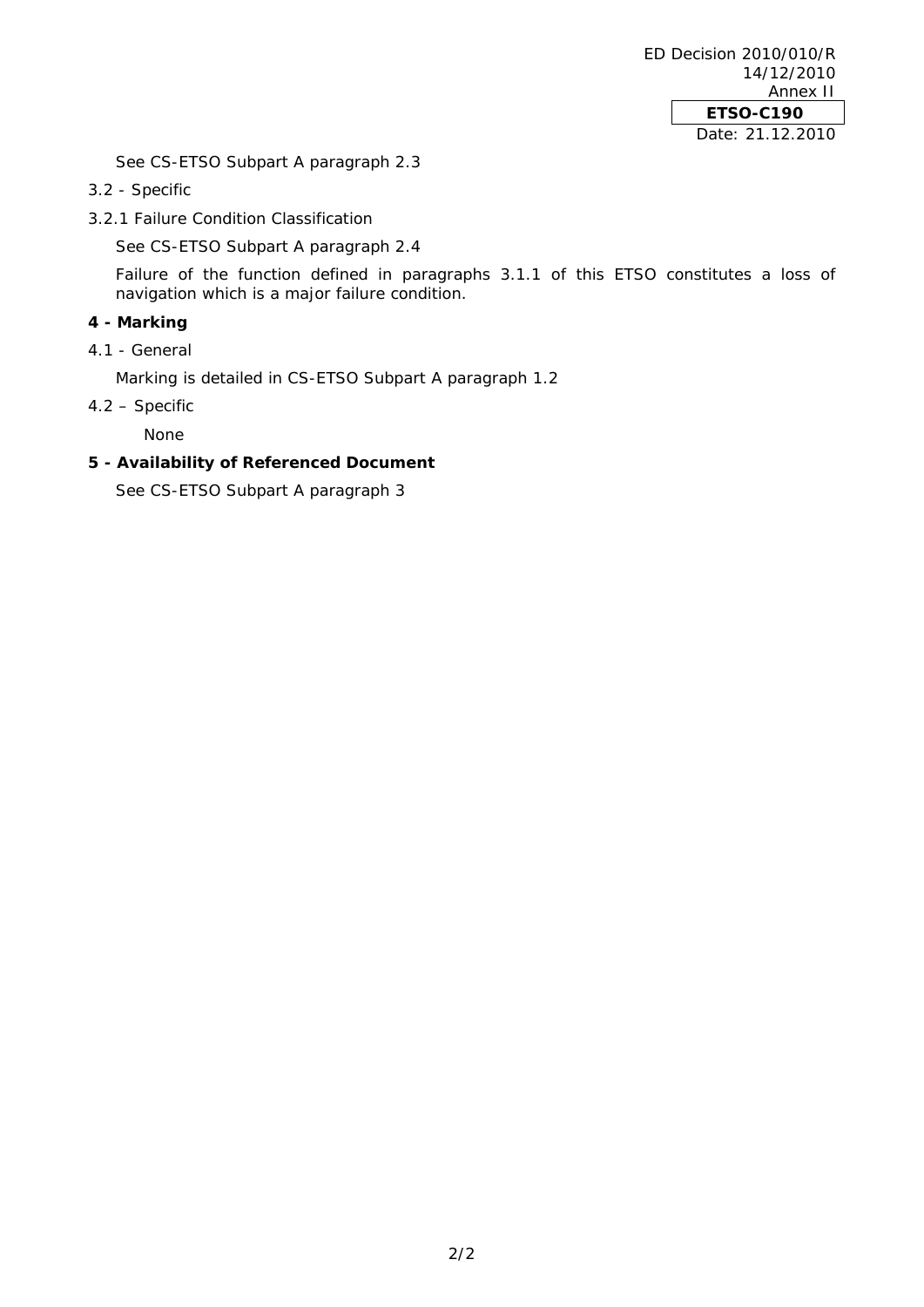See CS-ETSO Subpart A paragraph 2.3

3.2 - Specific

3.2.1 Failure Condition Classification

See CS-ETSO Subpart A paragraph 2.4

Failure of the function defined in paragraphs 3.1.1 of this ETSO constitutes a loss of navigation which is a major failure condition.

**4 - Marking**

4.1 - General

Marking is detailed in CS-ETSO Subpart A paragraph 1.2

4.2 – Specific

None

**5 - Availability of Referenced Document**

See CS-ETSO Subpart A paragraph 3